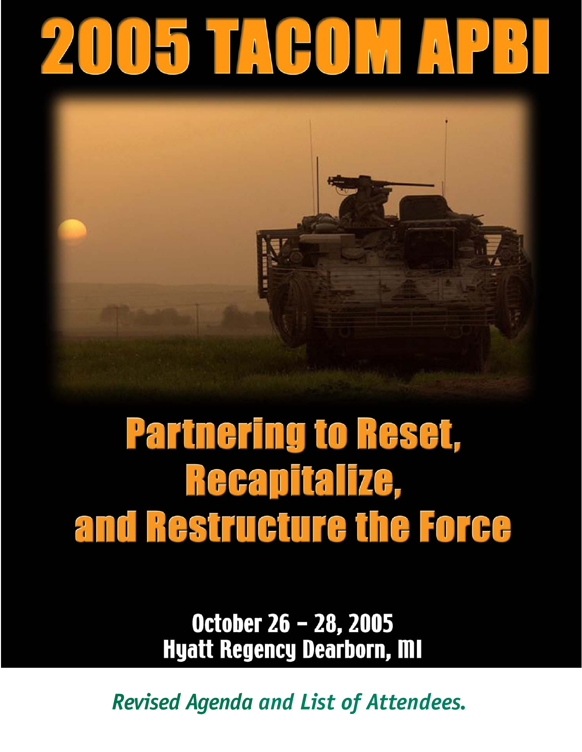# 2005 TACOM APBI

## Partnering to Reset, Recapitalize, and Restructure the Force

**October 26 – 28, 2005**
**Hyatt Regency Dearborn, MI**

*Revised Agenda and List of Attendees.*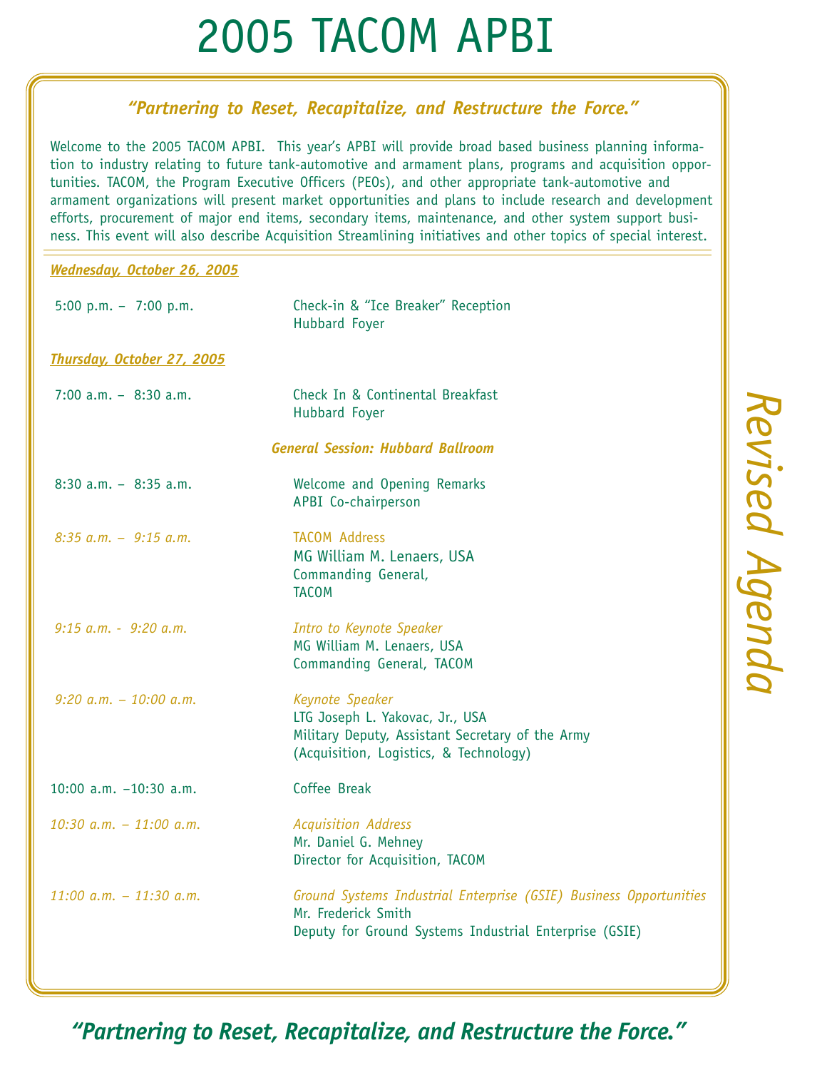# 2005 TACOM APBI

*"Partnering to Reset, Recapitalize, and Restructure the Force."*

Welcome to the 2005 TACOM APBI. This year's APBI will provide broad based business planning information to industry relating to future tank-automotive and armament plans, programs and acquisition opportunities. TACOM, the Program Executive Officers (PEOs), and other appropriate tank-automotive and armament organizations will present market opportunities and plans to include research and development efforts, procurement of major end items, secondary items, maintenance, and other system support business. This event will also describe Acquisition Streamlining initiatives and other topics of special interest.

***Wednesday, October 26, 2005***

| | |
|---|---|
| 5:00 p.m. – 7:00 p.m. | Check-in & "Ice Breaker" Reception<br>Hubbard Foyer |

***Thursday, October 27, 2005***

| | |
|---|---|
| 7:00 a.m. – 8:30 a.m. | Check In & Continental Breakfast<br>Hubbard Foyer |

***General Session: Hubbard Ballroom***

| | |
|---|---|
| 8:30 a.m. – 8:35 a.m. | Welcome and Opening Remarks<br>APBI Co-chairperson |
| *8:35 a.m. – 9:15 a.m.* | TACOM Address<br>MG William M. Lenaers, USA<br>Commanding General,<br>TACOM |
| *9:15 a.m. - 9:20 a.m.* | *Intro to Keynote Speaker*<br>MG William M. Lenaers, USA<br>Commanding General, TACOM |
| *9:20 a.m. – 10:00 a.m.* | *Keynote Speaker*<br>LTG Joseph L. Yakovac, Jr., USA<br>Military Deputy, Assistant Secretary of the Army<br>(Acquisition, Logistics, & Technology) |
| 10:00 a.m. –10:30 a.m. | Coffee Break |
| *10:30 a.m. – 11:00 a.m.* | *Acquisition Address*<br>Mr. Daniel G. Mehney<br>Director for Acquisition, TACOM |
| *11:00 a.m. – 11:30 a.m.* | *Ground Systems Industrial Enterprise (GSIE) Business Opportunities*<br>Mr. Frederick Smith<br>Deputy for Ground Systems Industrial Enterprise (GSIE) |

*Revised Agenda*

***"Partnering to Reset, Recapitalize, and Restructure the Force."***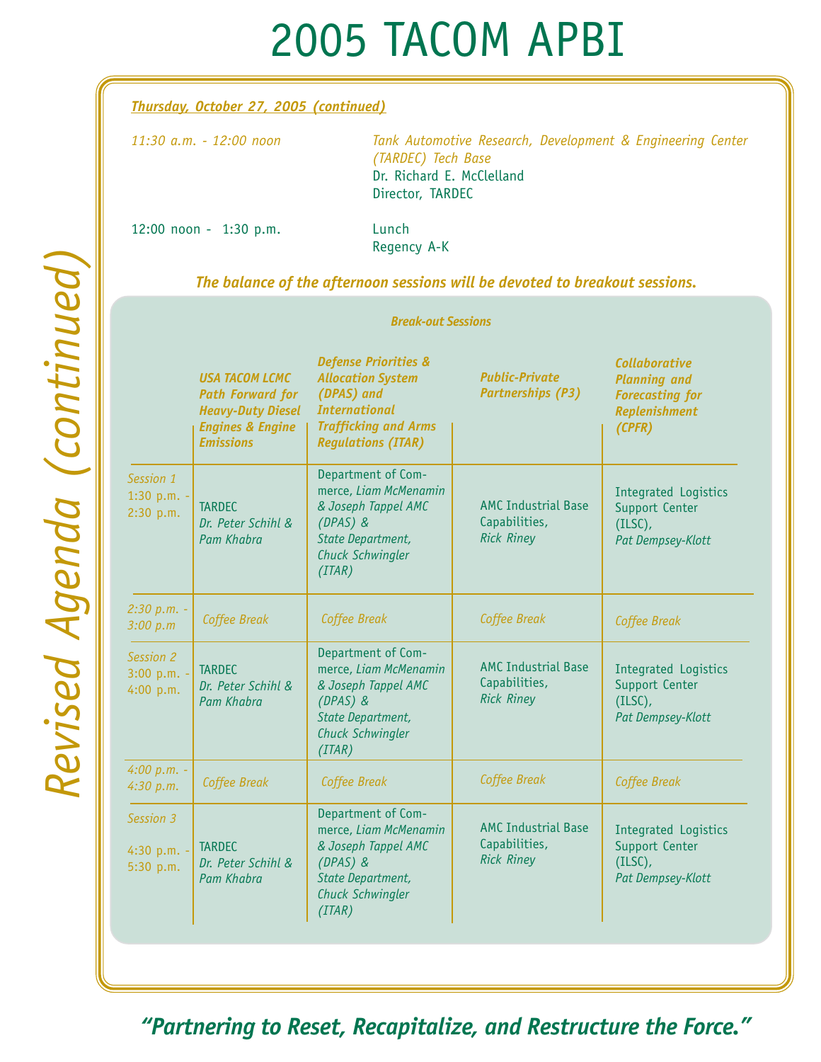# 2005 TACOM APBI

## Revised Agenda (continued)

***Thursday, October 27, 2005 (continued)***

*11:30 a.m. - 12:00 noon* — *Tank Automotive Research, Development & Engineering Center (TARDEC) Tech Base*
Dr. Richard E. McClelland
Director, TARDEC

12:00 noon - 1:30 p.m. — Lunch
Regency A-K

***The balance of the afternoon sessions will be devoted to breakout sessions.***

***Break-out Sessions***

| | ***USA TACOM LCMC Path Forward for Heavy-Duty Diesel Engines & Engine Emissions*** | ***Defense Priorities & Allocation System (DPAS) and International Trafficking and Arms Regulations (ITAR)*** | ***Public-Private Partnerships (P3)*** | ***Collaborative Planning and Forecasting for Replenishment (CPFR)*** |
|---|---|---|---|---|
| *Session 1 1:30 p.m. - 2:30 p.m.* | TARDEC *Dr. Peter Schihl & Pam Khabra* | Department of Commerce, *Liam McMenamin & Joseph Tappel AMC (DPAS) & State Department, Chuck Schwingler (ITAR)* | AMC Industrial Base Capabilities, *Rick Riney* | Integrated Logistics Support Center (ILSC), *Pat Dempsey-Klott* |
| *2:30 p.m. - 3:00 p.m* | *Coffee Break* | *Coffee Break* | *Coffee Break* | *Coffee Break* |
| *Session 2 3:00 p.m. - 4:00 p.m.* | TARDEC *Dr. Peter Schihl & Pam Khabra* | Department of Commerce, *Liam McMenamin & Joseph Tappel AMC (DPAS) & State Department, Chuck Schwingler (ITAR)* | AMC Industrial Base Capabilities, *Rick Riney* | Integrated Logistics Support Center (ILSC), *Pat Dempsey-Klott* |
| *4:00 p.m. - 4:30 p.m.* | *Coffee Break* | *Coffee Break* | *Coffee Break* | *Coffee Break* |
| *Session 3 4:30 p.m. - 5:30 p.m.* | TARDEC *Dr. Peter Schihl & Pam Khabra* | Department of Commerce, *Liam McMenamin & Joseph Tappel AMC (DPAS) & State Department, Chuck Schwingler (ITAR)* | AMC Industrial Base Capabilities, *Rick Riney* | Integrated Logistics Support Center (ILSC), *Pat Dempsey-Klott* |

***"Partnering to Reset, Recapitalize, and Restructure the Force."***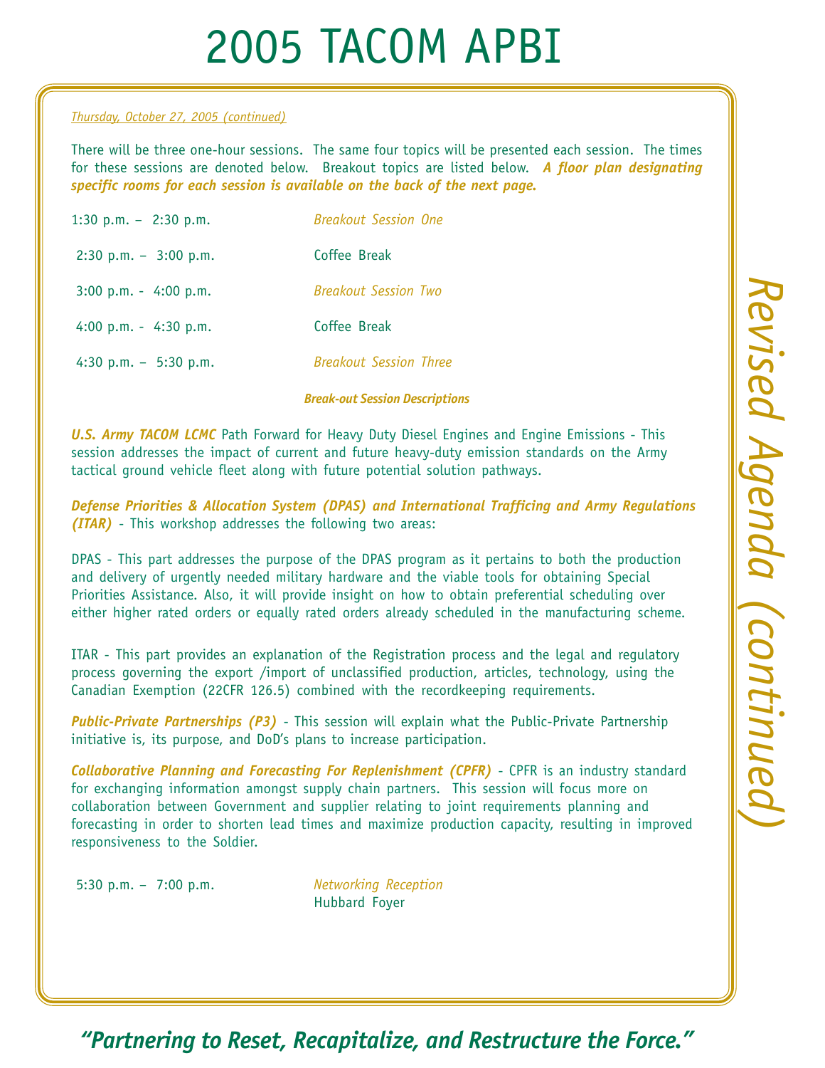# 2005 TACOM APBI

*Thursday, October 27, 2005 (continued)*

There will be three one-hour sessions. The same four topics will be presented each session. The times for these sessions are denoted below. Breakout topics are listed below. ***A floor plan designating specific rooms for each session is available on the back of the next page.***

| | |
|---|---|
| 1:30 p.m. – 2:30 p.m. | *Breakout Session One* |
| 2:30 p.m. – 3:00 p.m. | Coffee Break |
| 3:00 p.m. - 4:00 p.m. | *Breakout Session Two* |
| 4:00 p.m. - 4:30 p.m. | Coffee Break |
| 4:30 p.m. – 5:30 p.m. | *Breakout Session Three* |

***Break-out Session Descriptions***

***U.S. Army TACOM LCMC*** Path Forward for Heavy Duty Diesel Engines and Engine Emissions - This session addresses the impact of current and future heavy-duty emission standards on the Army tactical ground vehicle fleet along with future potential solution pathways.

***Defense Priorities & Allocation System (DPAS) and International Trafficing and Army Regulations (ITAR)*** - This workshop addresses the following two areas:

DPAS - This part addresses the purpose of the DPAS program as it pertains to both the production and delivery of urgently needed military hardware and the viable tools for obtaining Special Priorities Assistance. Also, it will provide insight on how to obtain preferential scheduling over either higher rated orders or equally rated orders already scheduled in the manufacturing scheme.

ITAR - This part provides an explanation of the Registration process and the legal and regulatory process governing the export /import of unclassified production, articles, technology, using the Canadian Exemption (22CFR 126.5) combined with the recordkeeping requirements.

***Public-Private Partnerships (P3)*** - This session will explain what the Public-Private Partnership initiative is, its purpose, and DoD's plans to increase participation.

***Collaborative Planning and Forecasting For Replenishment (CPFR)*** - CPFR is an industry standard for exchanging information amongst supply chain partners. This session will focus more on collaboration between Government and supplier relating to joint requirements planning and forecasting in order to shorten lead times and maximize production capacity, resulting in improved responsiveness to the Soldier.

| | |
|---|---|
| 5:30 p.m. – 7:00 p.m. | *Networking Reception*<br>Hubbard Foyer |

*Revised Agenda (continued)*

***"Partnering to Reset, Recapitalize, and Restructure the Force."***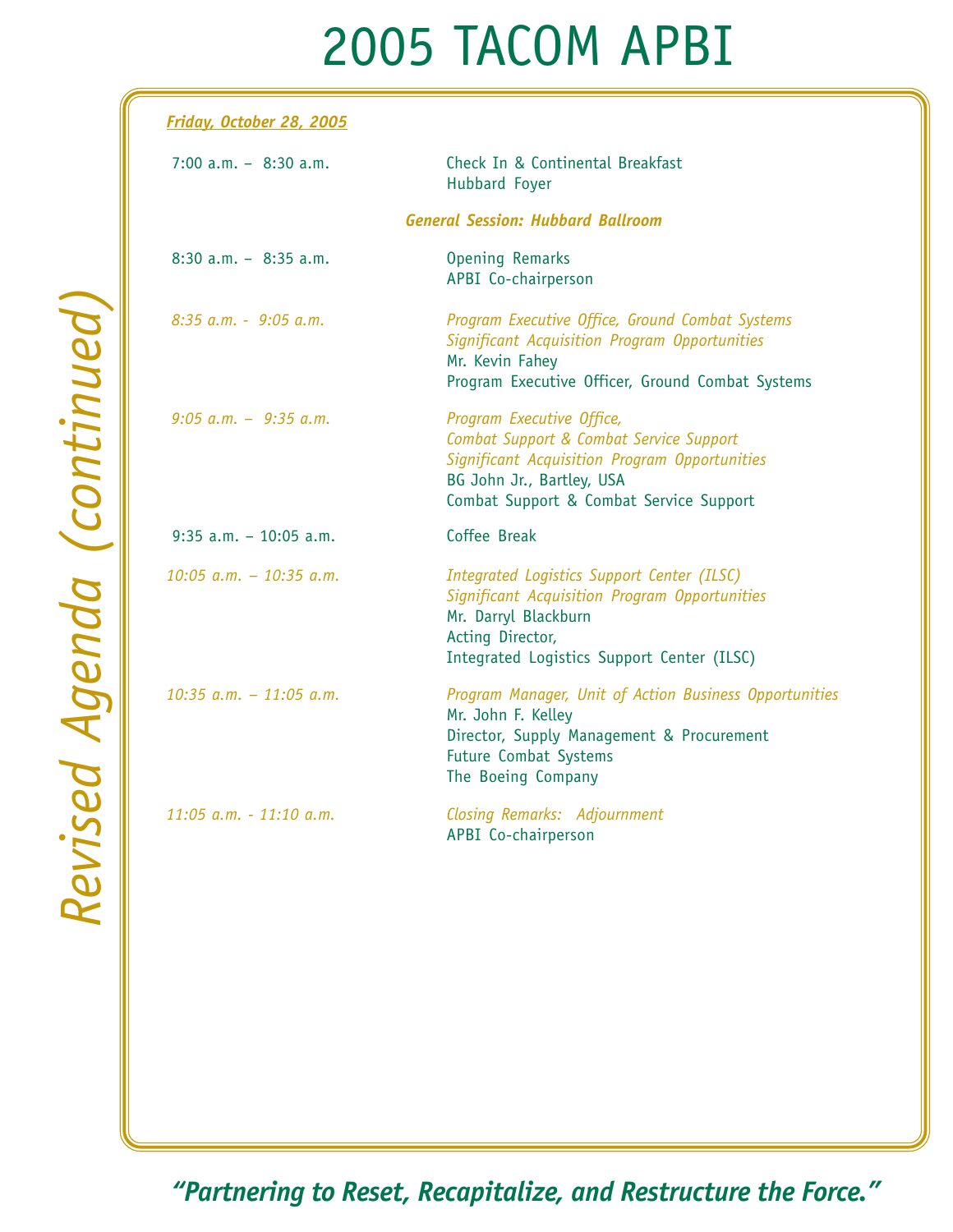# 2005 TACOM APBI

## Revised Agenda (continued)

***Friday, October 28, 2005***

| | |
|---|---|
| 7:00 a.m. – 8:30 a.m. | Check In & Continental Breakfast<br>Hubbard Foyer |

***General Session: Hubbard Ballroom***

| | |
|---|---|
| 8:30 a.m. – 8:35 a.m. | Opening Remarks<br>APBI Co-chairperson |
| *8:35 a.m. - 9:05 a.m.* | *Program Executive Office, Ground Combat Systems*<br>*Significant Acquisition Program Opportunities*<br>Mr. Kevin Fahey<br>Program Executive Officer, Ground Combat Systems |
| *9:05 a.m. – 9:35 a.m.* | *Program Executive Office,*<br>*Combat Support & Combat Service Support*<br>*Significant Acquisition Program Opportunities*<br>BG John Jr., Bartley, USA<br>Combat Support & Combat Service Support |
| 9:35 a.m. – 10:05 a.m. | Coffee Break |
| *10:05 a.m. – 10:35 a.m.* | *Integrated Logistics Support Center (ILSC)*<br>*Significant Acquisition Program Opportunities*<br>Mr. Darryl Blackburn<br>Acting Director,<br>Integrated Logistics Support Center (ILSC) |
| *10:35 a.m. – 11:05 a.m.* | *Program Manager, Unit of Action Business Opportunities*<br>Mr. John F. Kelley<br>Director, Supply Management & Procurement<br>Future Combat Systems<br>The Boeing Company |
| *11:05 a.m. - 11:10 a.m.* | *Closing Remarks: Adjournment*<br>APBI Co-chairperson |

***"Partnering to Reset, Recapitalize, and Restructure the Force."***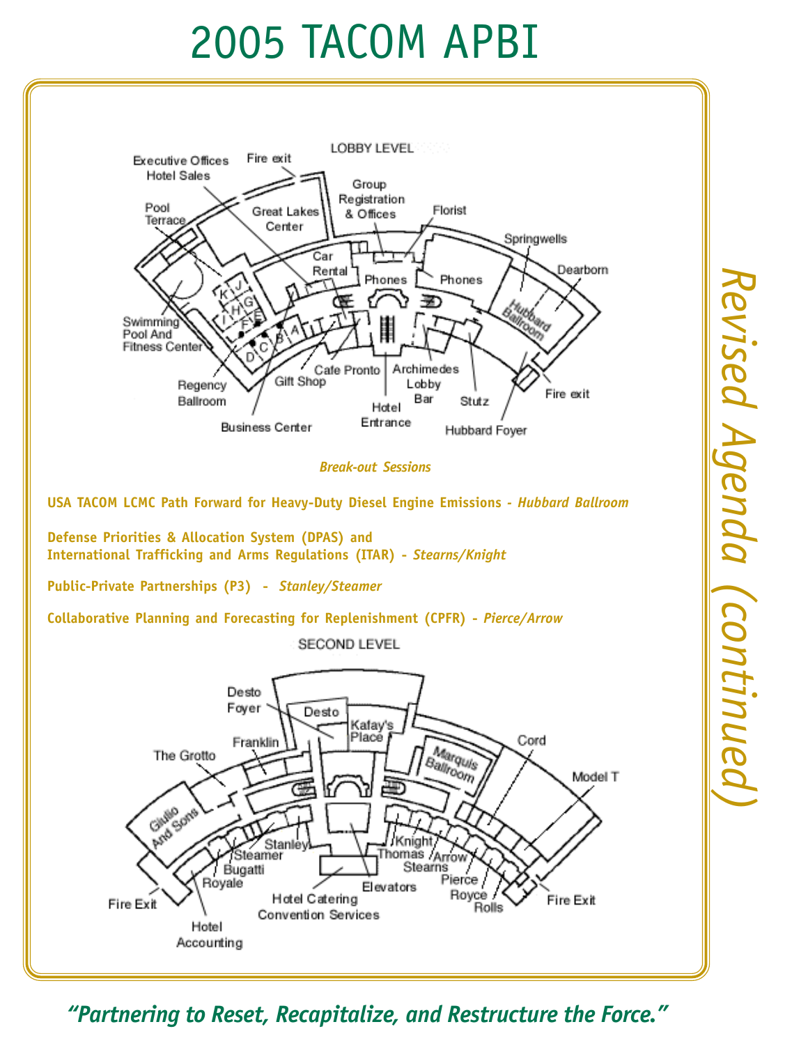# 2005 TACOM APBI

## Revised Agenda (continued)

LOBBY LEVEL

Executive Offices Hotel Sales · Fire exit · Group Registration & Offices · Florist · Pool Terrace · Great Lakes Center · Springwells · Car Rental · Phones · Phones · Dearborn · Hubbard Ballroom · Swimming Pool And Fitness Center · Regency Ballroom · Gift Shop · Cafe Pronto · Archimedes Lobby Bar · Stutz · Fire exit · Hotel Entrance · Hubbard Foyer · Business Center

*Break-out Sessions*

**USA TACOM LCMC Path Forward for Heavy-Duty Diesel Engine Emissions -** ***Hubbard Ballroom***

**Defense Priorities & Allocation System (DPAS) and International Trafficking and Arms Regulations (ITAR) -** ***Stearns/Knight***

**Public-Private Partnerships (P3) -** ***Stanley/Steamer***

**Collaborative Planning and Forecasting for Replenishment (CPFR) -** ***Pierce/Arrow***

SECOND LEVEL

Desto Foyer · Desto · Kafay's Place · Franklin · The Grotto · Marquis Ballroom · Cord · Model T · Giulio And Sons · Stanley · Steamer · Bugatti · Royale · Knight · Thomas · Arrow · Stearns · Pierce · Royce · Rolls · Elevators · Fire Exit · Fire Exit · Hotel Catering Convention Services · Hotel Accounting

*"Partnering to Reset, Recapitalize, and Restructure the Force."*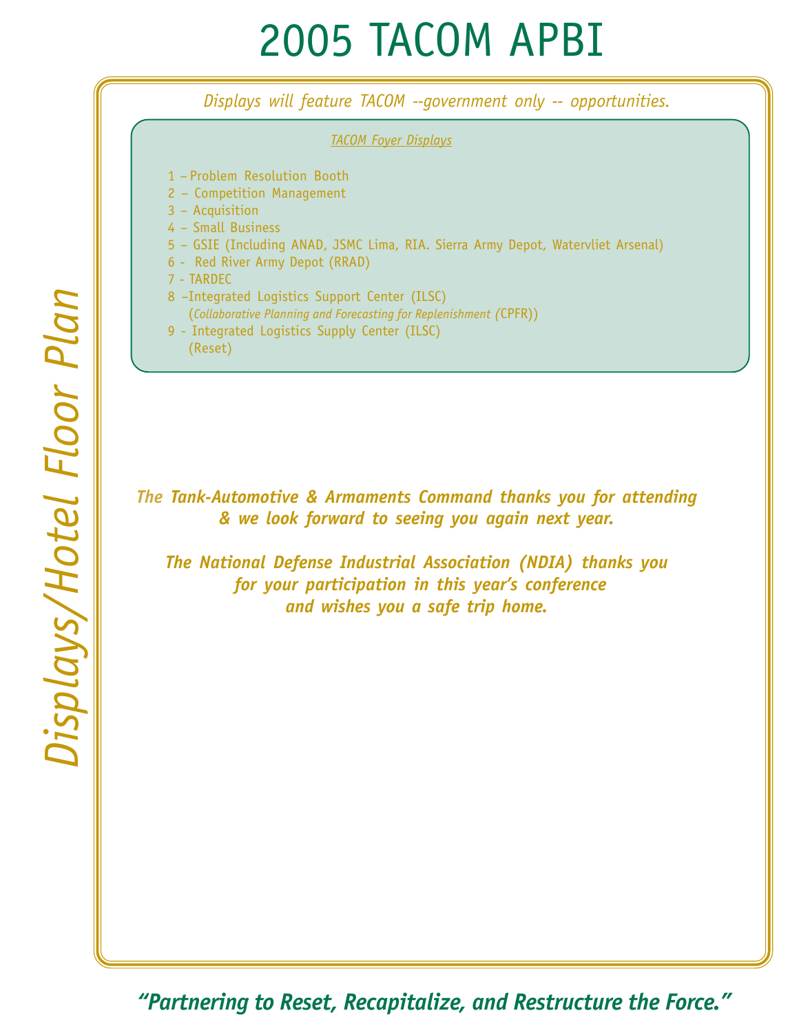# 2005 TACOM APBI

## Displays/Hotel Floor Plan

*Displays will feature TACOM --government only -- opportunities.*

TACOM Foyer Displays

1 – Problem Resolution Booth
2 – Competition Management
3 – Acquisition
4 – Small Business
5 – GSIE (Including ANAD, JSMC Lima, RIA. Sierra Army Depot, Watervliet Arsenal)
6 - Red River Army Depot (RRAD)
7 - TARDEC
8 –Integrated Logistics Support Center (ILSC)
(*Collaborative Planning and Forecasting for Replenishment* (CPFR))
9 - Integrated Logistics Supply Center (ILSC)
(Reset)

***The Tank-Automotive & Armaments Command thanks you for attending & we look forward to seeing you again next year.***

***The National Defense Industrial Association (NDIA) thanks you for your participation in this year's conference and wishes you a safe trip home.***

***"Partnering to Reset, Recapitalize, and Restructure the Force."***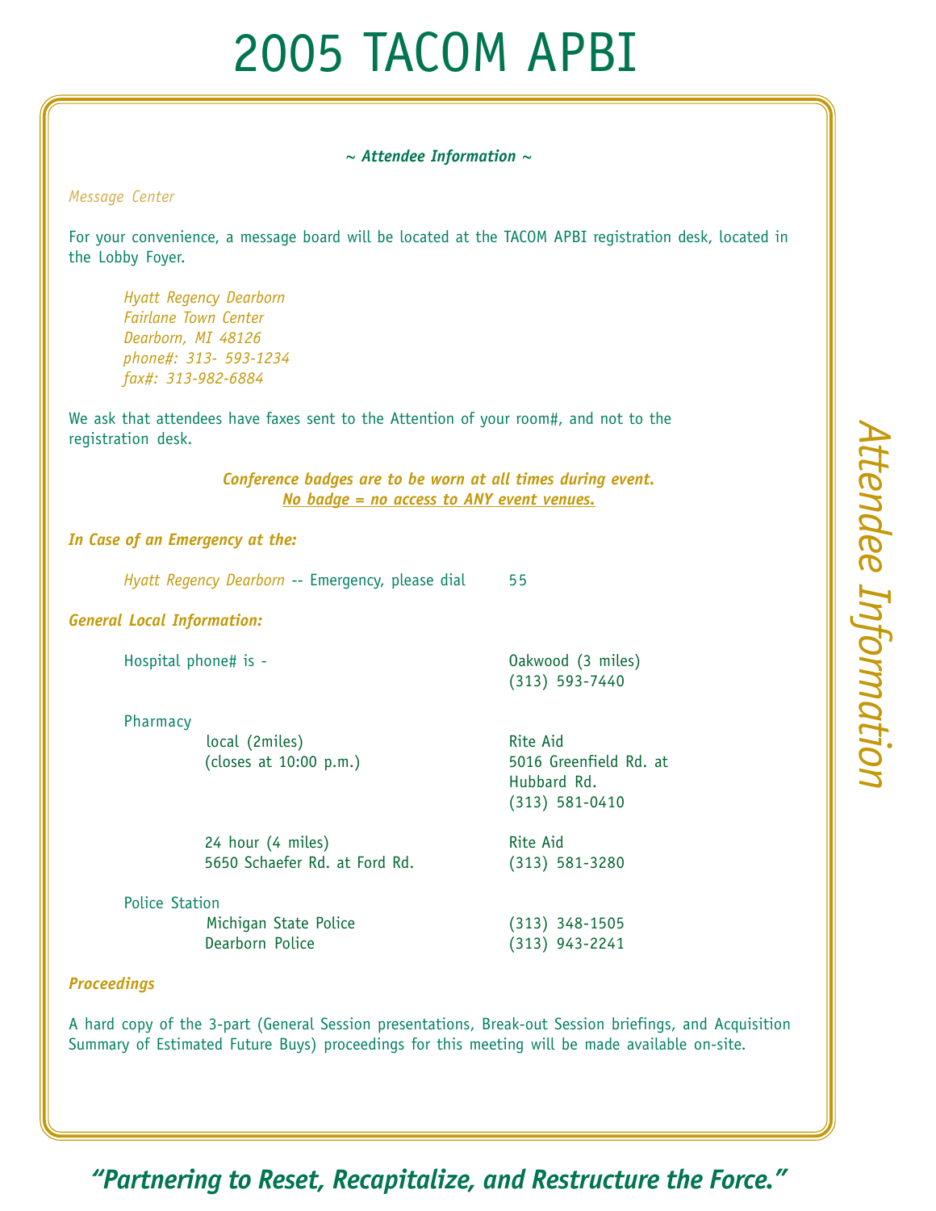# 2005 TACOM APBI

*~ Attendee Information ~*

*Message Center*

For your convenience, a message board will be located at the TACOM APBI registration desk, located in the Lobby Foyer.

*Hyatt Regency Dearborn*
*Fairlane Town Center*
*Dearborn, MI 48126*
*phone#: 313- 593-1234*
*fax#: 313-982-6884*

We ask that attendees have faxes sent to the Attention of your room#, and not to the registration desk.

***Conference badges are to be worn at all times during event.***
***No badge = no access to ANY event venues.***

***In Case of an Emergency at the:***

*Hyatt Regency Dearborn* -- Emergency, please dial 55

***General Local Information:***

| | |
|---|---|
| Hospital phone# is - | Oakwood (3 miles)<br>(313) 593-7440 |
| Pharmacy | |
| local (2miles)<br>(closes at 10:00 p.m.) | Rite Aid<br>5016 Greenfield Rd. at Hubbard Rd.<br>(313) 581-0410 |
| 24 hour (4 miles)<br>5650 Schaefer Rd. at Ford Rd. | Rite Aid<br>(313) 581-3280 |
| Police Station | |
| Michigan State Police | (313) 348-1505 |
| Dearborn Police | (313) 943-2241 |

***Proceedings***

A hard copy of the 3-part (General Session presentations, Break-out Session briefings, and Acquisition Summary of Estimated Future Buys) proceedings for this meeting will be made available on-site.

***"Partnering to Reset, Recapitalize, and Restructure the Force."***

*Attendee Information*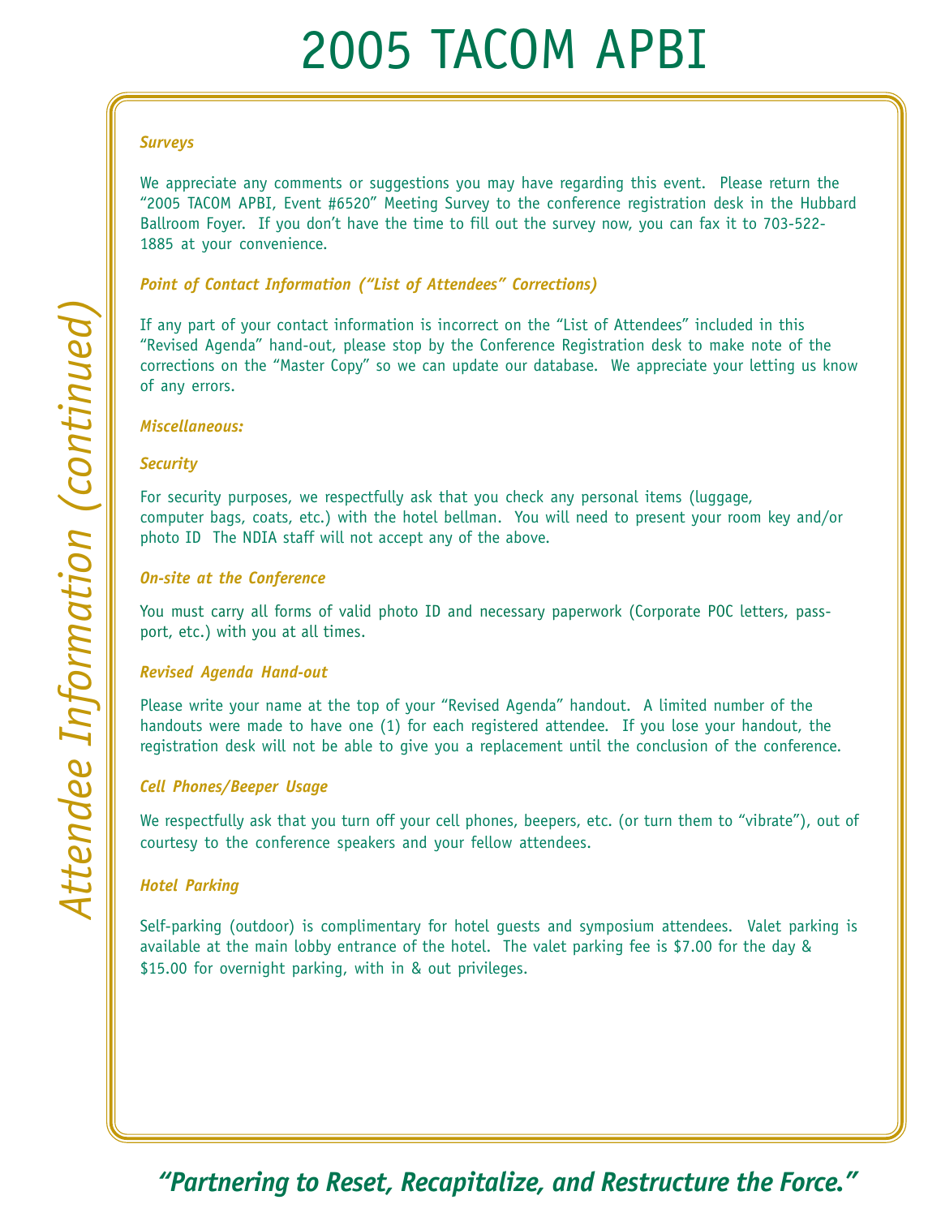# 2005 TACOM APBI

## Attendee Information (continued)

### *Surveys*

We appreciate any comments or suggestions you may have regarding this event. Please return the "2005 TACOM APBI, Event #6520" Meeting Survey to the conference registration desk in the Hubbard Ballroom Foyer. If you don't have the time to fill out the survey now, you can fax it to 703-522-1885 at your convenience.

### *Point of Contact Information ("List of Attendees" Corrections)*

If any part of your contact information is incorrect on the "List of Attendees" included in this "Revised Agenda" hand-out, please stop by the Conference Registration desk to make note of the corrections on the "Master Copy" so we can update our database. We appreciate your letting us know of any errors.

### *Miscellaneous:*

### *Security*

For security purposes, we respectfully ask that you check any personal items (luggage, computer bags, coats, etc.) with the hotel bellman. You will need to present your room key and/or photo ID The NDIA staff will not accept any of the above.

### *On-site at the Conference*

You must carry all forms of valid photo ID and necessary paperwork (Corporate POC letters, passport, etc.) with you at all times.

### *Revised Agenda Hand-out*

Please write your name at the top of your "Revised Agenda" handout. A limited number of the handouts were made to have one (1) for each registered attendee. If you lose your handout, the registration desk will not be able to give you a replacement until the conclusion of the conference.

### *Cell Phones/Beeper Usage*

We respectfully ask that you turn off your cell phones, beepers, etc. (or turn them to "vibrate"), out of courtesy to the conference speakers and your fellow attendees.

### *Hotel Parking*

Self-parking (outdoor) is complimentary for hotel guests and symposium attendees. Valet parking is available at the main lobby entrance of the hotel. The valet parking fee is $7.00 for the day & $15.00 for overnight parking, with in & out privileges.

***"Partnering to Reset, Recapitalize, and Restructure the Force."***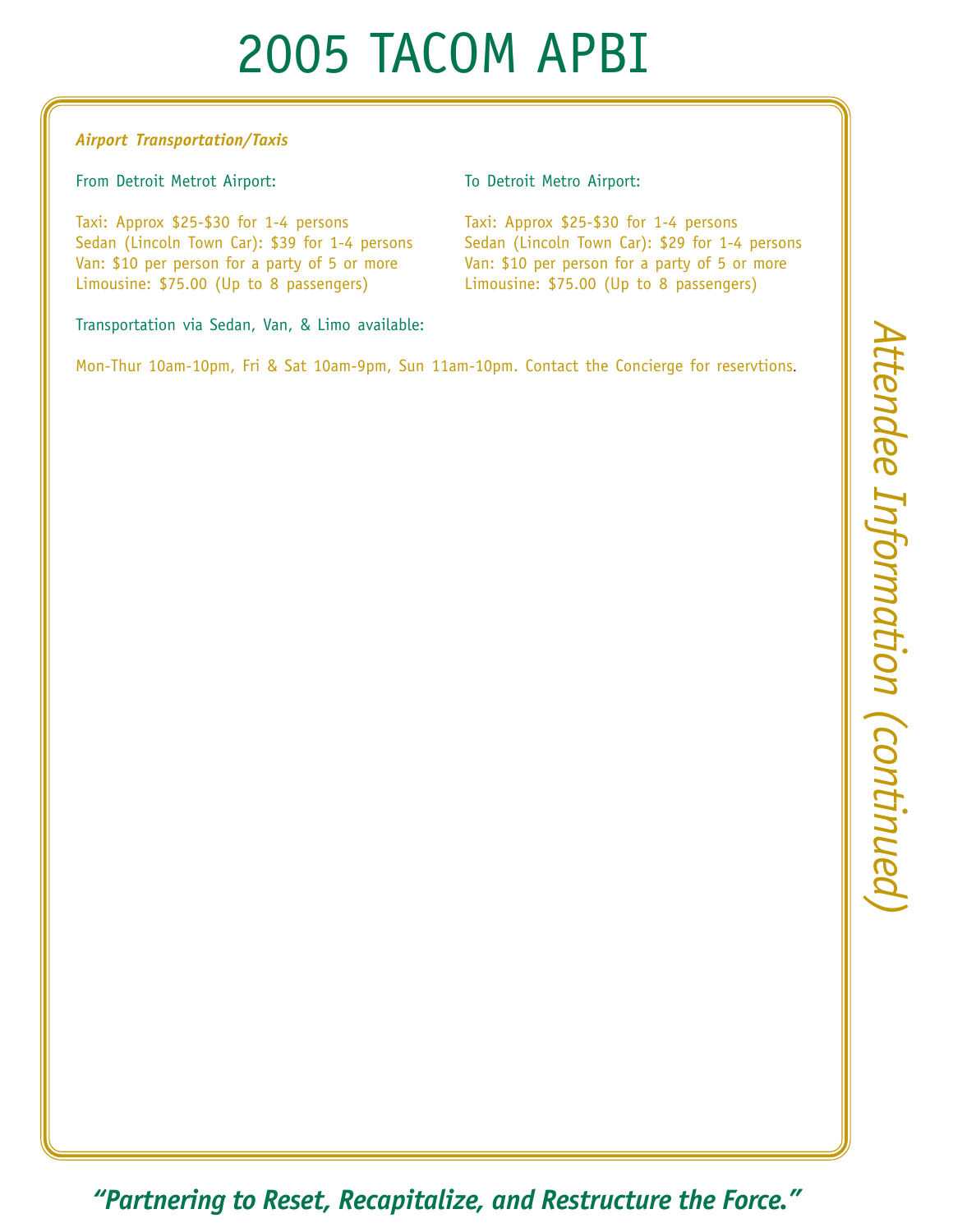# 2005 TACOM APBI

***Airport Transportation/Taxis***

From Detroit Metrot Airport:

Taxi: Approx $25-$30 for 1-4 persons
Sedan (Lincoln Town Car): $39 for 1-4 persons
Van: $10 per person for a party of 5 or more
Limousine: $75.00 (Up to 8 passengers)

To Detroit Metro Airport:

Taxi: Approx $25-$30 for 1-4 persons
Sedan (Lincoln Town Car): $29 for 1-4 persons
Van: $10 per person for a party of 5 or more
Limousine: $75.00 (Up to 8 passengers)

Transportation via Sedan, Van, & Limo available:

Mon-Thur 10am-10pm, Fri & Sat 10am-9pm, Sun 11am-10pm. Contact the Concierge for reservtions.

*Attendee Information (continued)*

***"Partnering to Reset, Recapitalize, and Restructure the Force."***